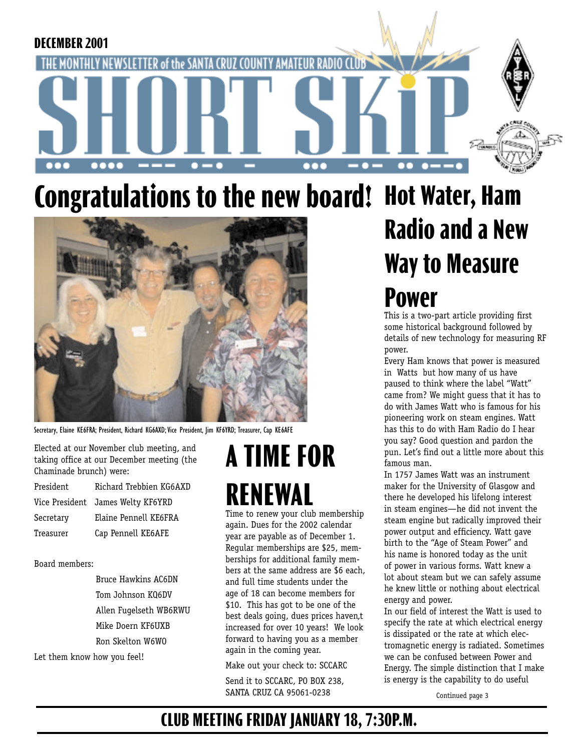DECEMBER 2001

THE MONTHLY NEWSLETTER of the SANTA CRUZ COUNTY AMATEUR RADIO CLUB

# SHORT SKIP

# Congratulations to the new board!

Secretary, Elaine KE6FRA; President, Richard KG6AXD; Vice President, Jim KF6YRD; Treasurer, Cap KE6AFE

Elected at our November club meeting, and taking office at our December meeting (the Chaminade brunch) were:

| | |
|---|---|
| President | Richard Trebbien KG6AXD |
| Vice President | James Welty KF6YRD |
| Secretary | Elaine Pennell KE6FRA |
| Treasurer | Cap Pennell KE6AFE |

Board members:

Bruce Hawkins AC6DN
Tom Johnson KQ6DV
Allen Fugelseth WB6RWU
Mike Doern KF6UXB
Ron Skelton W6WO

Let them know how you feel!

# A TIME FOR RENEWAL

Time to renew your club membership again. Dues for the 2002 calendar year are payable as of December 1. Regular memberships are $25, memberships for additional family members at the same address are $6 each, and full time students under the age of 18 can become members for $10. This has got to be one of the best deals going, dues prices haven,t increased for over 10 years! We look forward to having you as a member again in the coming year.

Make out your check to: SCCARC

Send it to SCCARC, PO BOX 238, SANTA CRUZ CA 95061-0238

# Hot Water, Ham Radio and a New Way to Measure Power

This is a two-part article providing first some historical background followed by details of new technology for measuring RF power.

Every Ham knows that power is measured in Watts but how many of us have paused to think where the label "Watt" came from? We might guess that it has to do with James Watt who is famous for his pioneering work on steam engines. Watt has this to do with Ham Radio do I hear you say? Good question and pardon the pun. Let's find out a little more about this famous man.

In 1757 James Watt was an instrument maker for the University of Glasgow and there he developed his lifelong interest in steam engines—he did not invent the steam engine but radically improved their power output and efficiency. Watt gave birth to the "Age of Steam Power" and his name is honored today as the unit of power in various forms. Watt knew a lot about steam but we can safely assume he knew little or nothing about electrical energy and power.

In our field of interest the Watt is used to specify the rate at which electrical energy is dissipated or the rate at which electromagnetic energy is radiated. Sometimes we can be confused between Power and Energy. The simple distinction that I make is energy is the capability to do useful

Continued page 3

**CLUB MEETING FRIDAY JANUARY 18, 7:30P.M.**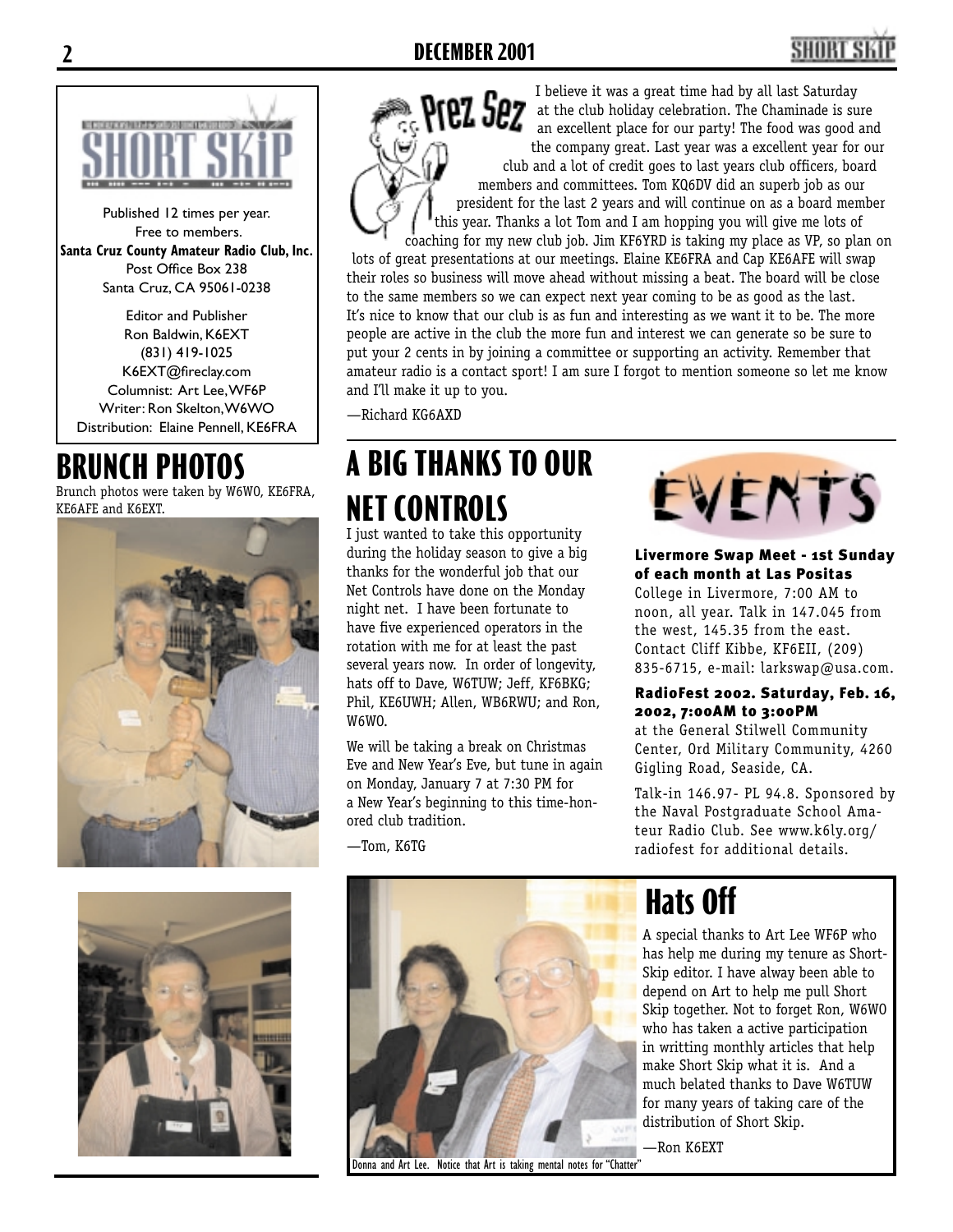Published 12 times per year.
Free to members.
**Santa Cruz County Amateur Radio Club, Inc.**
Post Office Box 238
Santa Cruz, CA 95061-0238

Editor and Publisher
Ron Baldwin, K6EXT
(831) 419-1025
K6EXT@fireclay.com
Columnist: Art Lee, WF6P
Writer: Ron Skelton, W6WO
Distribution: Elaine Pennell, KE6FRA

## Prez Sez

I believe it was a great time had by all last Saturday at the club holiday celebration. The Chaminade is sure an excellent place for our party! The food was good and the company great. Last year was a excellent year for our club and a lot of credit goes to last years club officers, board members and committees. Tom KQ6DV did an superb job as our president for the last 2 years and will continue on as a board member this year. Thanks a lot Tom and I am hopping you will give me lots of coaching for my new club job. Jim KF6YRD is taking my place as VP, so plan on lots of great presentations at our meetings. Elaine KE6FRA and Cap KE6AFE will swap their roles so business will move ahead without missing a beat. The board will be close to the same members so we can expect next year coming to be as good as the last. It's nice to know that our club is as fun and interesting as we want it to be. The more people are active in the club the more fun and interest we can generate so be sure to put your 2 cents in by joining a committee or supporting an activity. Remember that amateur radio is a contact sport! I am sure I forgot to mention someone so let me know and I'll make it up to you.

—Richard KG6AXD

# BRUNCH PHOTOS

Brunch photos were taken by W6WO, KE6FRA, KE6AFE and K6EXT.

# A BIG THANKS TO OUR NET CONTROLS

I just wanted to take this opportunity during the holiday season to give a big thanks for the wonderful job that our Net Controls have done on the Monday night net. I have been fortunate to have five experienced operators in the rotation with me for at least the past several years now. In order of longevity, hats off to Dave, W6TUW; Jeff, KF6BKG; Phil, KE6UWH; Allen, WB6RWU; and Ron, W6WO.

We will be taking a break on Christmas Eve and New Year's Eve, but tune in again on Monday, January 7 at 7:30 PM for a New Year's beginning to this time-honored club tradition.

—Tom, K6TG

# EVENTS

**Livermore Swap Meet - 1st Sunday of each month at Las Positas**
College in Livermore, 7:00 AM to noon, all year. Talk in 147.045 from the west, 145.35 from the east. Contact Cliff Kibbe, KF6EII, (209) 835-6715, e-mail: larkswap@usa.com.

**RadioFest 2002. Saturday, Feb. 16, 2002, 7:00AM to 3:00PM**
at the General Stilwell Community Center, Ord Military Community, 4260 Gigling Road, Seaside, CA.

Talk-in 146.97- PL 94.8. Sponsored by the Naval Postgraduate School Amateur Radio Club. See www.k6ly.org/radiofest for additional details.

Donna and Art Lee. Notice that Art is taking mental notes for "Chatter"

# Hats Off

A special thanks to Art Lee WF6P who has help me during my tenure as Short-Skip editor. I have alway been able to depend on Art to help me pull Short Skip together. Not to forget Ron, W6WO who has taken a active participation in writting monthly articles that help make Short Skip what it is. And a much belated thanks to Dave W6TUW for many years of taking care of the distribution of Short Skip.

—Ron K6EXT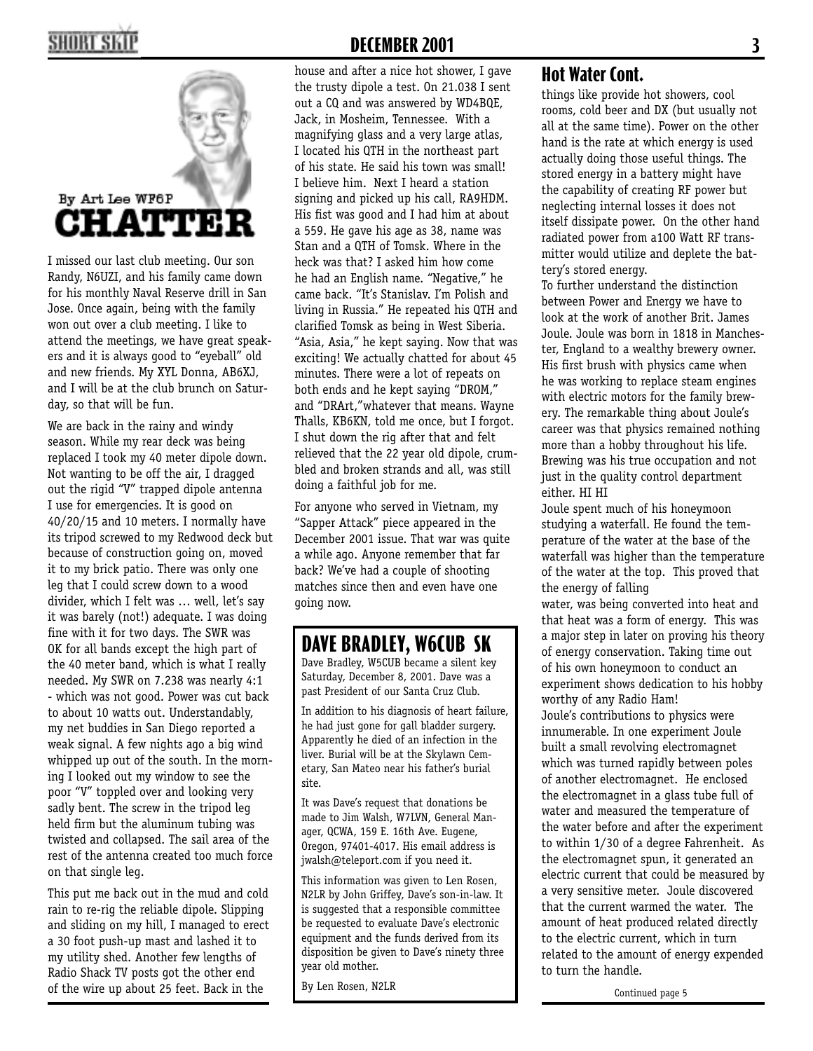By Art Lee WF6P

# CHATTER

I missed our last club meeting. Our son Randy, N6UZI, and his family came down for his monthly Naval Reserve drill in San Jose. Once again, being with the family won out over a club meeting. I like to attend the meetings, we have great speakers and it is always good to "eyeball" old and new friends. My XYL Donna, AB6XJ, and I will be at the club brunch on Saturday, so that will be fun.

We are back in the rainy and windy season. While my rear deck was being replaced I took my 40 meter dipole down. Not wanting to be off the air, I dragged out the rigid "V" trapped dipole antenna I use for emergencies. It is good on 40/20/15 and 10 meters. I normally have its tripod screwed to my Redwood deck but because of construction going on, moved it to my brick patio. There was only one leg that I could screw down to a wood divider, which I felt was … well, let's say it was barely (not!) adequate. I was doing fine with it for two days. The SWR was OK for all bands except the high part of the 40 meter band, which is what I really needed. My SWR on 7.238 was nearly 4:1 - which was not good. Power was cut back to about 10 watts out. Understandably, my net buddies in San Diego reported a weak signal. A few nights ago a big wind whipped up out of the south. In the morning I looked out my window to see the poor "V" toppled over and looking very sadly bent. The screw in the tripod leg held firm but the aluminum tubing was twisted and collapsed. The sail area of the rest of the antenna created too much force on that single leg.

This put me back out in the mud and cold rain to re-rig the reliable dipole. Slipping and sliding on my hill, I managed to erect a 30 foot push-up mast and lashed it to my utility shed. Another few lengths of Radio Shack TV posts got the other end of the wire up about 25 feet. Back in the house and after a nice hot shower, I gave the trusty dipole a test. On 21.038 I sent out a CQ and was answered by WD4BQE, Jack, in Mosheim, Tennessee. With a magnifying glass and a very large atlas, I located his QTH in the northeast part of his state. He said his town was small! I believe him. Next I heard a station signing and picked up his call, RA9HDM. His fist was good and I had him at about a 559. He gave his age as 38, name was Stan and a QTH of Tomsk. Where in the heck was that? I asked him how come he had an English name. "Negative," he came back. "It's Stanislav. I'm Polish and living in Russia." He repeated his QTH and clarified Tomsk as being in West Siberia. "Asia, Asia," he kept saying. Now that was exciting! We actually chatted for about 45 minutes. There were a lot of repeats on both ends and he kept saying "DROM," and "DRArt,"whatever that means. Wayne Thalls, KB6KN, told me once, but I forgot. I shut down the rig after that and felt relieved that the 22 year old dipole, crumbled and broken strands and all, was still doing a faithful job for me.

For anyone who served in Vietnam, my "Sapper Attack" piece appeared in the December 2001 issue. That war was quite a while ago. Anyone remember that far back? We've had a couple of shooting matches since then and even have one going now.

## DAVE BRADLEY, W6CUB SK

Dave Bradley, W5CUB became a silent key Saturday, December 8, 2001. Dave was a past President of our Santa Cruz Club.

In addition to his diagnosis of heart failure, he had just gone for gall bladder surgery. Apparently he died of an infection in the liver. Burial will be at the Skylawn Cemetery, San Mateo near his father's burial site.

It was Dave's request that donations be made to Jim Walsh, W7LVN, General Manager, QCWA, 159 E. 16th Ave. Eugene, Oregon, 97401-4017. His email address is jwalsh@teleport.com if you need it.

This information was given to Len Rosen, N2LR by John Griffey, Dave's son-in-law. It is suggested that a responsible committee be requested to evaluate Dave's electronic equipment and the funds derived from its disposition be given to Dave's ninety three year old mother.

By Len Rosen, N2LR

## Hot Water Cont.

things like provide hot showers, cool rooms, cold beer and DX (but usually not all at the same time). Power on the other hand is the rate at which energy is used actually doing those useful things. The stored energy in a battery might have the capability of creating RF power but neglecting internal losses it does not itself dissipate power. On the other hand radiated power from a100 Watt RF transmitter would utilize and deplete the battery's stored energy.

To further understand the distinction between Power and Energy we have to look at the work of another Brit. James Joule. Joule was born in 1818 in Manchester, England to a wealthy brewery owner. His first brush with physics came when he was working to replace steam engines with electric motors for the family brewery. The remarkable thing about Joule's career was that physics remained nothing more than a hobby throughout his life. Brewing was his true occupation and not just in the quality control department either. HI HI

Joule spent much of his honeymoon studying a waterfall. He found the temperature of the water at the base of the waterfall was higher than the temperature of the water at the top. This proved that the energy of falling water, was being converted into heat and that heat was a form of energy. This was a major step in later on proving his theory of energy conservation. Taking time out of his own honeymoon to conduct an experiment shows dedication to his hobby worthy of any Radio Ham!

Joule's contributions to physics were innumerable. In one experiment Joule built a small revolving electromagnet which was turned rapidly between poles of another electromagnet. He enclosed the electromagnet in a glass tube full of water and measured the temperature of the water before and after the experiment to within 1/30 of a degree Fahrenheit. As the electromagnet spun, it generated an electric current that could be measured by a very sensitive meter. Joule discovered that the current warmed the water. The amount of heat produced related directly to the electric current, which in turn related to the amount of energy expended to turn the handle.

Continued page 5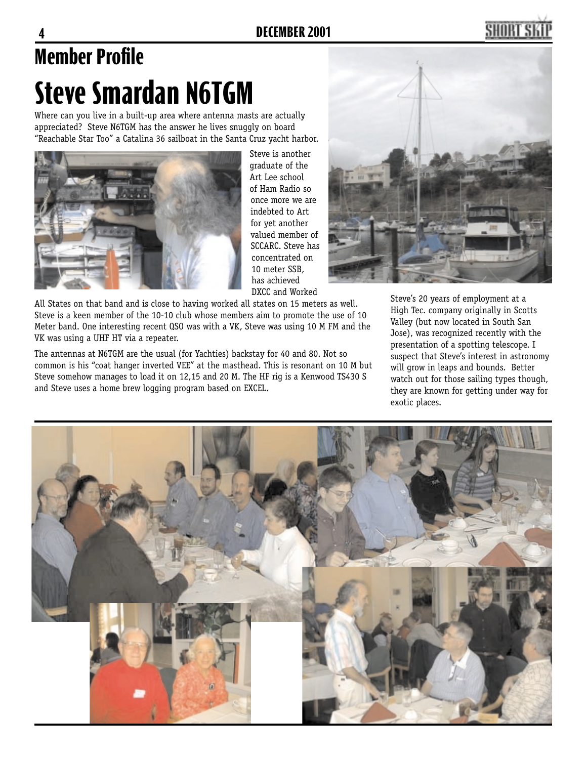## Member Profile

# Steve Smardan N6TGM

Where can you live in a built-up area where antenna masts are actually appreciated? Steve N6TGM has the answer he lives snuggly on board "Reachable Star Too" a Catalina 36 sailboat in the Santa Cruz yacht harbor.

Steve is another graduate of the Art Lee school of Ham Radio so once more we are indebted to Art for yet another valued member of SCCARC. Steve has concentrated on 10 meter SSB, has achieved DXCC and Worked All States on that band and is close to having worked all states on 15 meters as well. Steve is a keen member of the 10-10 club whose members aim to promote the use of 10 Meter band. One interesting recent QSO was with a VK, Steve was using 10 M FM and the VK was using a UHF HT via a repeater.

The antennas at N6TGM are the usual (for Yachties) backstay for 40 and 80. Not so common is his "coat hanger inverted VEE" at the masthead. This is resonant on 10 M but Steve somehow manages to load it on 12,15 and 20 M. The HF rig is a Kenwood TS430 S and Steve uses a home brew logging program based on EXCEL.

Steve's 20 years of employment at a High Tec. company originally in Scotts Valley (but now located in South San Jose), was recognized recently with the presentation of a spotting telescope. I suspect that Steve's interest in astronomy will grow in leaps and bounds. Better watch out for those sailing types though, they are known for getting under way for exotic places.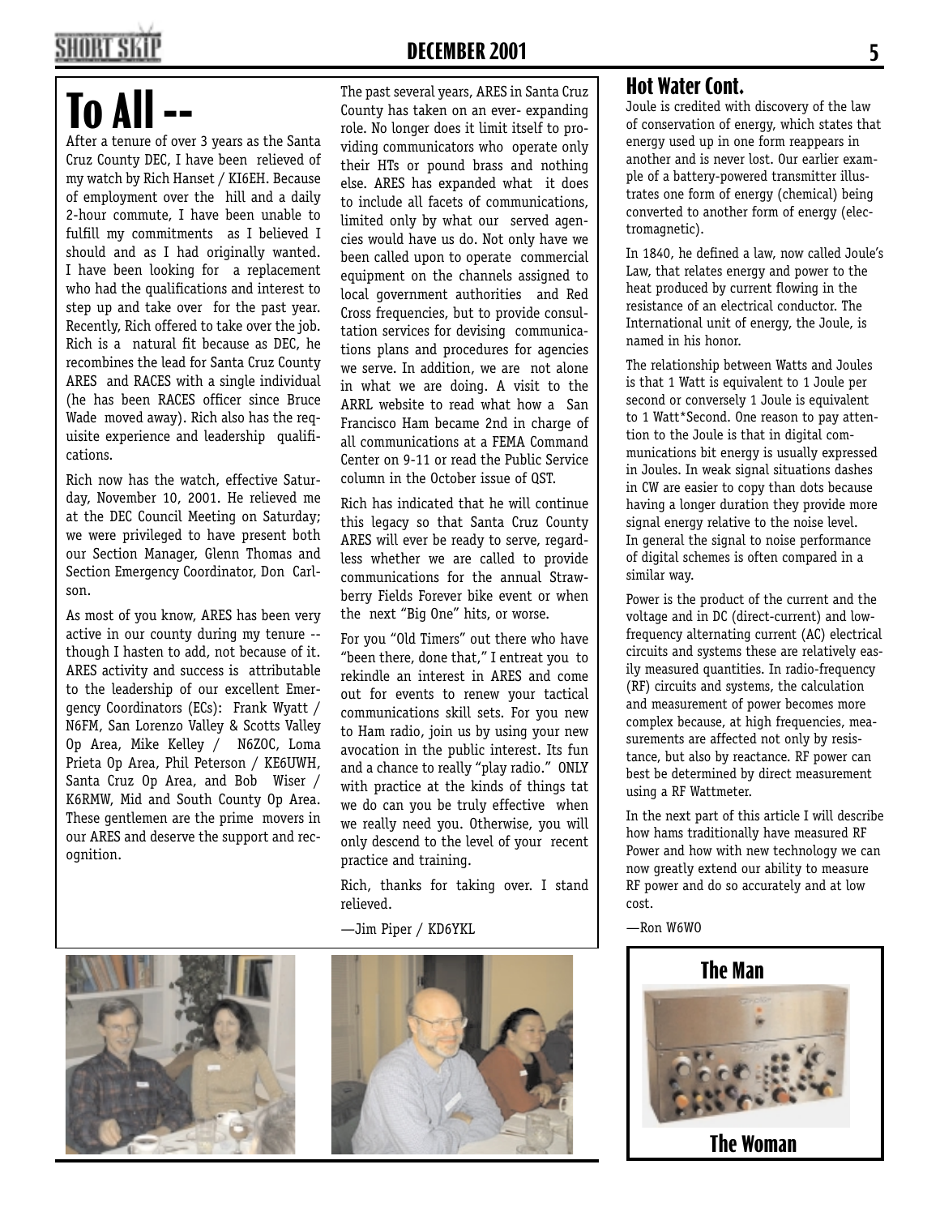# To All --

After a tenure of over 3 years as the Santa Cruz County DEC, I have been relieved of my watch by Rich Hanset / KI6EH. Because of employment over the hill and a daily 2-hour commute, I have been unable to fulfill my commitments as I believed I should and as I had originally wanted. I have been looking for a replacement who had the qualifications and interest to step up and take over for the past year. Recently, Rich offered to take over the job. Rich is a natural fit because as DEC, he recombines the lead for Santa Cruz County ARES and RACES with a single individual (he has been RACES officer since Bruce Wade moved away). Rich also has the requisite experience and leadership qualifications.

Rich now has the watch, effective Saturday, November 10, 2001. He relieved me at the DEC Council Meeting on Saturday; we were privileged to have present both our Section Manager, Glenn Thomas and Section Emergency Coordinator, Don Carlson.

As most of you know, ARES has been very active in our county during my tenure -- though I hasten to add, not because of it. ARES activity and success is attributable to the leadership of our excellent Emergency Coordinators (ECs): Frank Wyatt / N6FM, San Lorenzo Valley & Scotts Valley Op Area, Mike Kelley / N6ZOC, Loma Prieta Op Area, Phil Peterson / KE6UWH, Santa Cruz Op Area, and Bob Wiser / K6RMW, Mid and South County Op Area. These gentlemen are the prime movers in our ARES and deserve the support and recognition.

The past several years, ARES in Santa Cruz County has taken on an ever- expanding role. No longer does it limit itself to providing communicators who operate only their HTs or pound brass and nothing else. ARES has expanded what it does to include all facets of communications, limited only by what our served agencies would have us do. Not only have we been called upon to operate commercial equipment on the channels assigned to local government authorities and Red Cross frequencies, but to provide consultation services for devising communications plans and procedures for agencies we serve. In addition, we are not alone in what we are doing. A visit to the ARRL website to read what how a San Francisco Ham became 2nd in charge of all communications at a FEMA Command Center on 9-11 or read the Public Service column in the October issue of QST.

Rich has indicated that he will continue this legacy so that Santa Cruz County ARES will ever be ready to serve, regardless whether we are called to provide communications for the annual Strawberry Fields Forever bike event or when the next "Big One" hits, or worse.

For you "Old Timers" out there who have "been there, done that," I entreat you to rekindle an interest in ARES and come out for events to renew your tactical communications skill sets. For you new to Ham radio, join us by using your new avocation in the public interest. Its fun and a chance to really "play radio." ONLY with practice at the kinds of things tat we do can you be truly effective when we really need you. Otherwise, you will only descend to the level of your recent practice and training.

Rich, thanks for taking over. I stand relieved.

—Jim Piper / KD6YKL

## Hot Water Cont.

Joule is credited with discovery of the law of conservation of energy, which states that energy used up in one form reappears in another and is never lost. Our earlier example of a battery-powered transmitter illustrates one form of energy (chemical) being converted to another form of energy (electromagnetic).

In 1840, he defined a law, now called Joule's Law, that relates energy and power to the heat produced by current flowing in the resistance of an electrical conductor. The International unit of energy, the Joule, is named in his honor.

The relationship between Watts and Joules is that 1 Watt is equivalent to 1 Joule per second or conversely 1 Joule is equivalent to 1 Watt*Second. One reason to pay attention to the Joule is that in digital communications bit energy is usually expressed in Joules. In weak signal situations dashes in CW are easier to copy than dots because having a longer duration they provide more signal energy relative to the noise level. In general the signal to noise performance of digital schemes is often compared in a similar way.

Power is the product of the current and the voltage and in DC (direct-current) and low-frequency alternating current (AC) electrical circuits and systems these are relatively easily measured quantities. In radio-frequency (RF) circuits and systems, the calculation and measurement of power becomes more complex because, at high frequencies, measurements are affected not only by resistance, but also by reactance. RF power can best be determined by direct measurement using a RF Wattmeter.

In the next part of this article I will describe how hams traditionally have measured RF Power and how with new technology we can now greatly extend our ability to measure RF power and do so accurately and at low cost.

—Ron W6WO

**The Man**

**The Woman**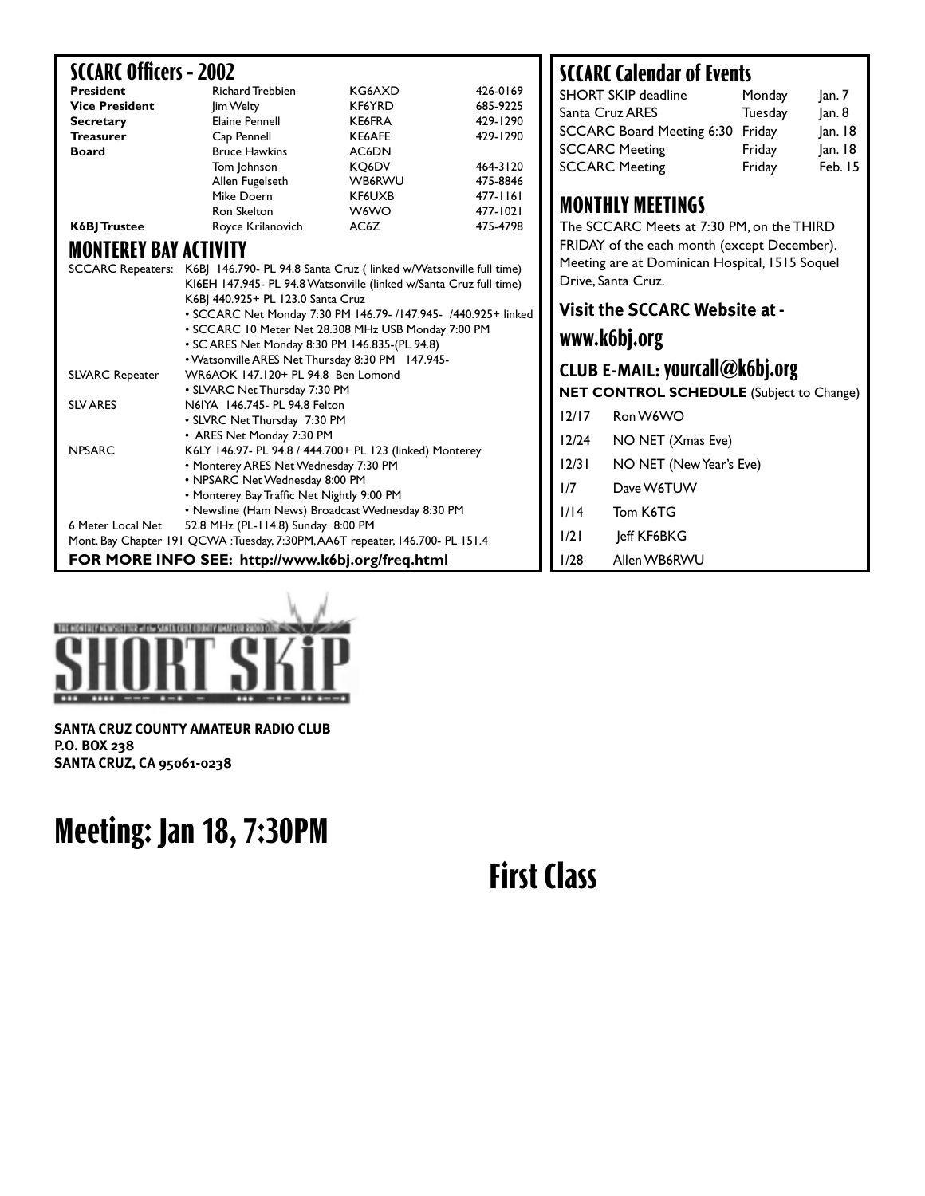## SCCARC Officers - 2002

| | | | |
|---|---|---|---|
| **President** | Richard Trebbien | KG6AXD | 426-0169 |
| **Vice President** | Jim Welty | KF6YRD | 685-9225 |
| **Secretary** | Elaine Pennell | KE6FRA | 429-1290 |
| **Treasurer** | Cap Pennell | KE6AFE | 429-1290 |
| **Board** | Bruce Hawkins | AC6DN | |
| | Tom Johnson | KQ6DV | 464-3120 |
| | Allen Fugelseth | WB6RWU | 475-8846 |
| | Mike Doern | KF6UXB | 477-1161 |
| | Ron Skelton | W6WO | 477-1021 |
| **K6BJ Trustee** | Royce Krilanovich | AC6Z | 475-4798 |

## MONTEREY BAY ACTIVITY

SCCARC Repeaters: K6BJ 146.790- PL 94.8 Santa Cruz ( linked w/Watsonville full time)
KI6EH 147.945- PL 94.8 Watsonville (linked w/Santa Cruz full time)
K6BJ 440.925+ PL 123.0 Santa Cruz
- SCCARC Net Monday 7:30 PM 146.79- /147.945- /440.925+ linked
- SCCARC 10 Meter Net 28.308 MHz USB Monday 7:00 PM
- SC ARES Net Monday 8:30 PM 146.835-(PL 94.8)
- Watsonville ARES Net Thursday 8:30 PM 147.945-

SLVARC Repeater WR6AOK 147.120+ PL 94.8 Ben Lomond
- SLVARC Net Thursday 7:30 PM

SLV ARES N6IYA 146.745- PL 94.8 Felton
- SLVRC Net Thursday 7:30 PM
- ARES Net Monday 7:30 PM

NPSARC K6LY 146.97- PL 94.8 / 444.700+ PL 123 (linked) Monterey
- Monterey ARES Net Wednesday 7:30 PM
- NPSARC Net Wednesday 8:00 PM
- Monterey Bay Traffic Net Nightly 9:00 PM
- Newsline (Ham News) Broadcast Wednesday 8:30 PM

6 Meter Local Net 52.8 MHz (PL-114.8) Sunday 8:00 PM

Mont. Bay Chapter 191 QCWA :Tuesday, 7:30PM, AA6T repeater, 146.700- PL 151.4

**FOR MORE INFO SEE: http://www.k6bj.org/freq.html**

## SCCARC Calendar of Events

| | | |
|---|---|---|
| SHORT SKIP deadline | Monday | Jan. 7 |
| Santa Cruz ARES | Tuesday | Jan. 8 |
| SCCARC Board Meeting 6:30 | Friday | Jan. 18 |
| SCCARC Meeting | Friday | Jan. 18 |
| SCCARC Meeting | Friday | Feb. 15 |

## MONTHLY MEETINGS

The SCCARC Meets at 7:30 PM, on the THIRD FRIDAY of the each month (except December). Meeting are at Dominican Hospital, 1515 Soquel Drive, Santa Cruz.

### Visit the SCCARC Website at - www.k6bj.org

### CLUB E-MAIL: yourcall@k6bj.org

**NET CONTROL SCHEDULE** (Subject to Change)

| | |
|---|---|
| 12/17 | Ron W6WO |
| 12/24 | NO NET (Xmas Eve) |
| 12/31 | NO NET (New Year's Eve) |
| 1/7 | Dave W6TUW |
| 1/14 | Tom K6TG |
| 1/21 | Jeff KF6BKG |
| 1/28 | Allen WB6RWU |

THE MONTHLY NEWSLETTER of the SANTA CRUZ COUNTY AMATEUR RADIO CLUB

SHORT SKiP

**SANTA CRUZ COUNTY AMATEUR RADIO CLUB**
**P.O. BOX 238**
**SANTA CRUZ, CA 95061-0238**

# Meeting: Jan 18, 7:30PM

# First Class